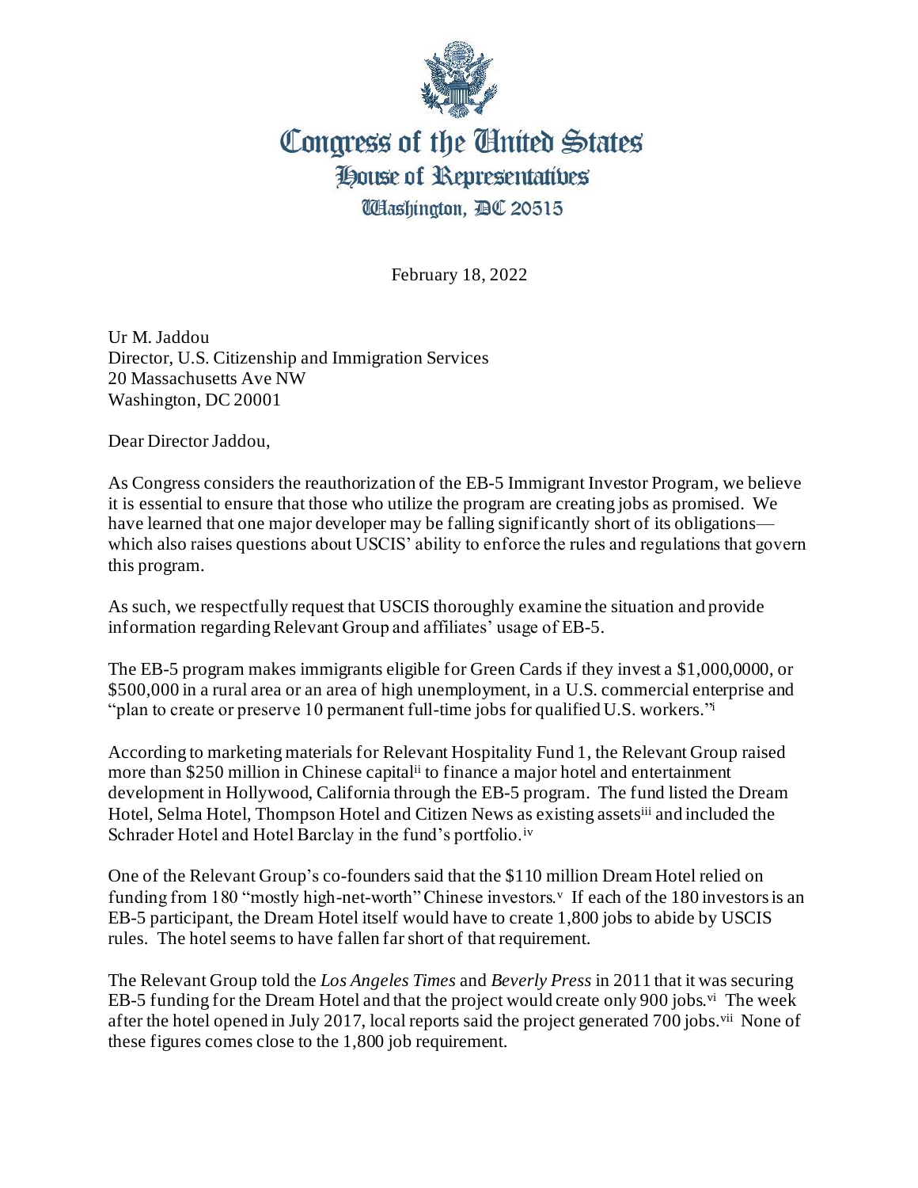# Congress of the United States
## House of Representatives
### Washington, DC 20515

February 18, 2022

Ur M. Jaddou
Director, U.S. Citizenship and Immigration Services
20 Massachusetts Ave NW
Washington, DC 20001

Dear Director Jaddou,

As Congress considers the reauthorization of the EB-5 Immigrant Investor Program, we believe it is essential to ensure that those who utilize the program are creating jobs as promised. We have learned that one major developer may be falling significantly short of its obligations—which also raises questions about USCIS' ability to enforce the rules and regulations that govern this program.

As such, we respectfully request that USCIS thoroughly examine the situation and provide information regarding Relevant Group and affiliates' usage of EB-5.

The EB-5 program makes immigrants eligible for Green Cards if they invest a $1,000,0000, or $500,000 in a rural area or an area of high unemployment, in a U.S. commercial enterprise and "plan to create or preserve 10 permanent full-time jobs for qualified U.S. workers."[i]

According to marketing materials for Relevant Hospitality Fund 1, the Relevant Group raised more than $250 million in Chinese capital[ii] to finance a major hotel and entertainment development in Hollywood, California through the EB-5 program. The fund listed the Dream Hotel, Selma Hotel, Thompson Hotel and Citizen News as existing assets[iii] and included the Schrader Hotel and Hotel Barclay in the fund's portfolio.[iv]

One of the Relevant Group's co-founders said that the $110 million Dream Hotel relied on funding from 180 "mostly high-net-worth" Chinese investors.[v] If each of the 180 investors is an EB-5 participant, the Dream Hotel itself would have to create 1,800 jobs to abide by USCIS rules. The hotel seems to have fallen far short of that requirement.

The Relevant Group told the *Los Angeles Times* and *Beverly Press* in 2011 that it was securing EB-5 funding for the Dream Hotel and that the project would create only 900 jobs.[vi] The week after the hotel opened in July 2017, local reports said the project generated 700 jobs.[vii] None of these figures comes close to the 1,800 job requirement.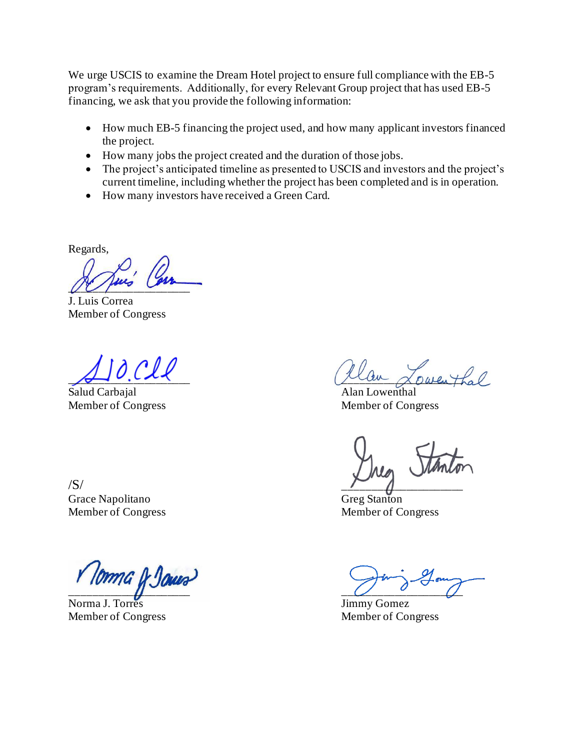We urge USCIS to examine the Dream Hotel project to ensure full compliance with the EB-5 program's requirements. Additionally, for every Relevant Group project that has used EB-5 financing, we ask that you provide the following information:

- How much EB-5 financing the project used, and how many applicant investors financed the project.
- How many jobs the project created and the duration of those jobs.
- The project's anticipated timeline as presented to USCIS and investors and the project's current timeline, including whether the project has been completed and is in operation.
- How many investors have received a Green Card.

Regards,

J. Luis Correa
Member of Congress

Salud Carbajal
Member of Congress

Alan Lowenthal
Member of Congress

/S/
Grace Napolitano
Member of Congress

Greg Stanton
Member of Congress

Norma J. Torres
Member of Congress

Jimmy Gomez
Member of Congress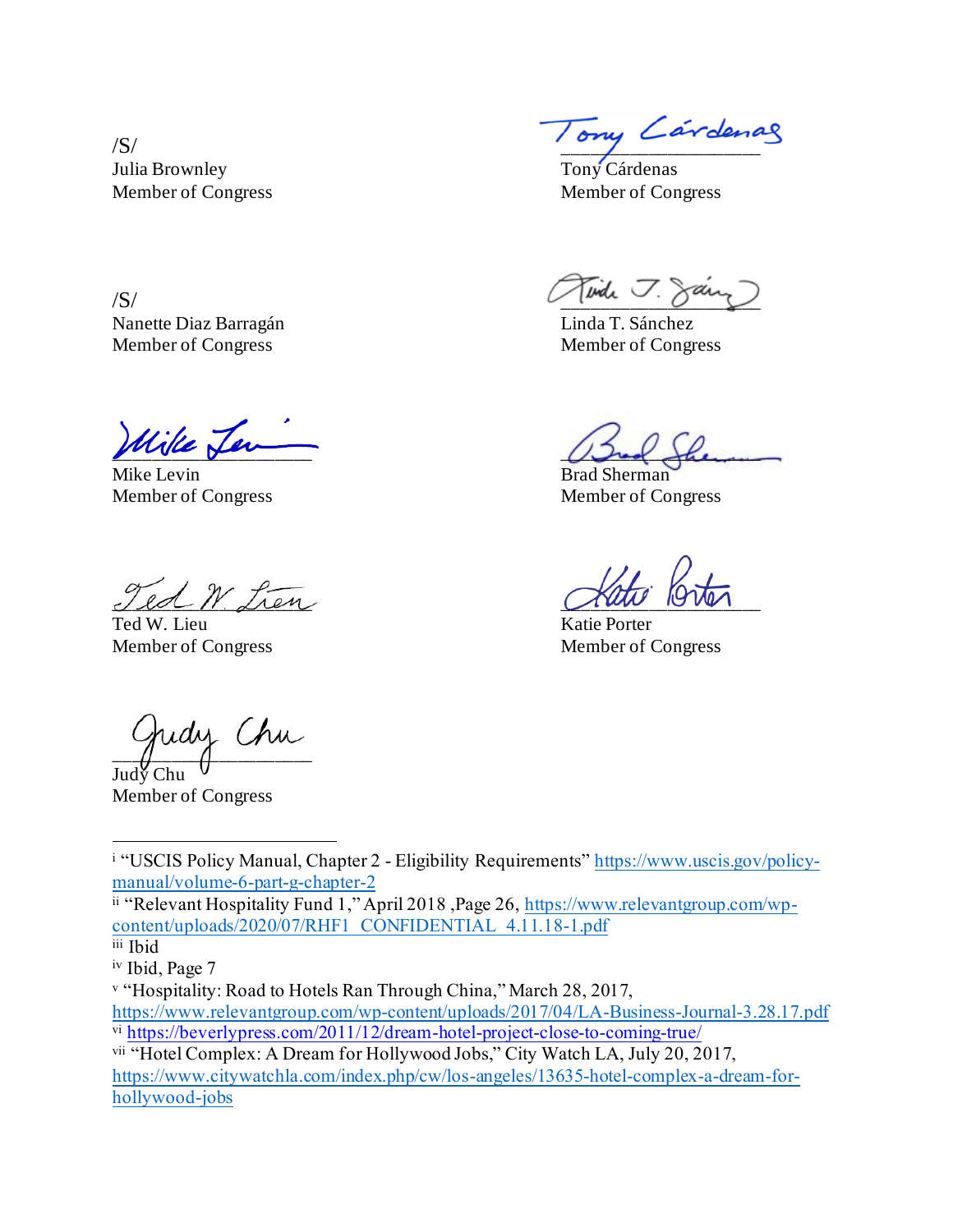/S/
Julia Brownley
Member of Congress

Tony Cárdenas
Member of Congress

/S/
Nanette Diaz Barragán
Member of Congress

Linda T. Sánchez
Member of Congress

Mike Levin
Member of Congress

Brad Sherman
Member of Congress

Ted W. Lieu
Member of Congress

Katie Porter
Member of Congress

Judy Chu
Member of Congress

---

[i] "USCIS Policy Manual, Chapter 2 - Eligibility Requirements" https://www.uscis.gov/policy-manual/volume-6-part-g-chapter-2

[ii] "Relevant Hospitality Fund 1," April 2018 ,Page 26, https://www.relevantgroup.com/wp-content/uploads/2020/07/RHF1_CONFIDENTIAL_4.11.18-1.pdf

[iii] Ibid

[iv] Ibid, Page 7

[v] "Hospitality: Road to Hotels Ran Through China," March 28, 2017, https://www.relevantgroup.com/wp-content/uploads/2017/04/LA-Business-Journal-3.28.17.pdf

[vi] https://beverlypress.com/2011/12/dream-hotel-project-close-to-coming-true/

[vii] "Hotel Complex: A Dream for Hollywood Jobs," City Watch LA, July 20, 2017, https://www.citywatchla.com/index.php/cw/los-angeles/13635-hotel-complex-a-dream-for-hollywood-jobs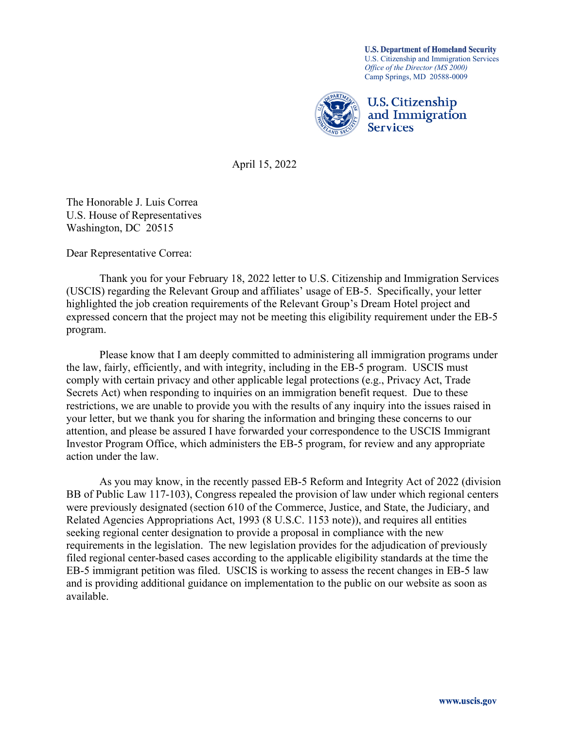**U.S. Department of Homeland Security**
U.S. Citizenship and Immigration Services
*Office of the Director (MS 2000)*
Camp Springs, MD 20588-0009

**U.S. Citizenship and Immigration Services**

April 15, 2022

The Honorable J. Luis Correa
U.S. House of Representatives
Washington, DC 20515

Dear Representative Correa:

Thank you for your February 18, 2022 letter to U.S. Citizenship and Immigration Services (USCIS) regarding the Relevant Group and affiliates' usage of EB-5. Specifically, your letter highlighted the job creation requirements of the Relevant Group's Dream Hotel project and expressed concern that the project may not be meeting this eligibility requirement under the EB-5 program.

Please know that I am deeply committed to administering all immigration programs under the law, fairly, efficiently, and with integrity, including in the EB-5 program. USCIS must comply with certain privacy and other applicable legal protections (e.g., Privacy Act, Trade Secrets Act) when responding to inquiries on an immigration benefit request. Due to these restrictions, we are unable to provide you with the results of any inquiry into the issues raised in your letter, but we thank you for sharing the information and bringing these concerns to our attention, and please be assured I have forwarded your correspondence to the USCIS Immigrant Investor Program Office, which administers the EB-5 program, for review and any appropriate action under the law.

As you may know, in the recently passed EB-5 Reform and Integrity Act of 2022 (division BB of Public Law 117-103), Congress repealed the provision of law under which regional centers were previously designated (section 610 of the Commerce, Justice, and State, the Judiciary, and Related Agencies Appropriations Act, 1993 (8 U.S.C. 1153 note)), and requires all entities seeking regional center designation to provide a proposal in compliance with the new requirements in the legislation. The new legislation provides for the adjudication of previously filed regional center-based cases according to the applicable eligibility standards at the time the EB-5 immigrant petition was filed. USCIS is working to assess the recent changes in EB-5 law and is providing additional guidance on implementation to the public on our website as soon as available.

**www.uscis.gov**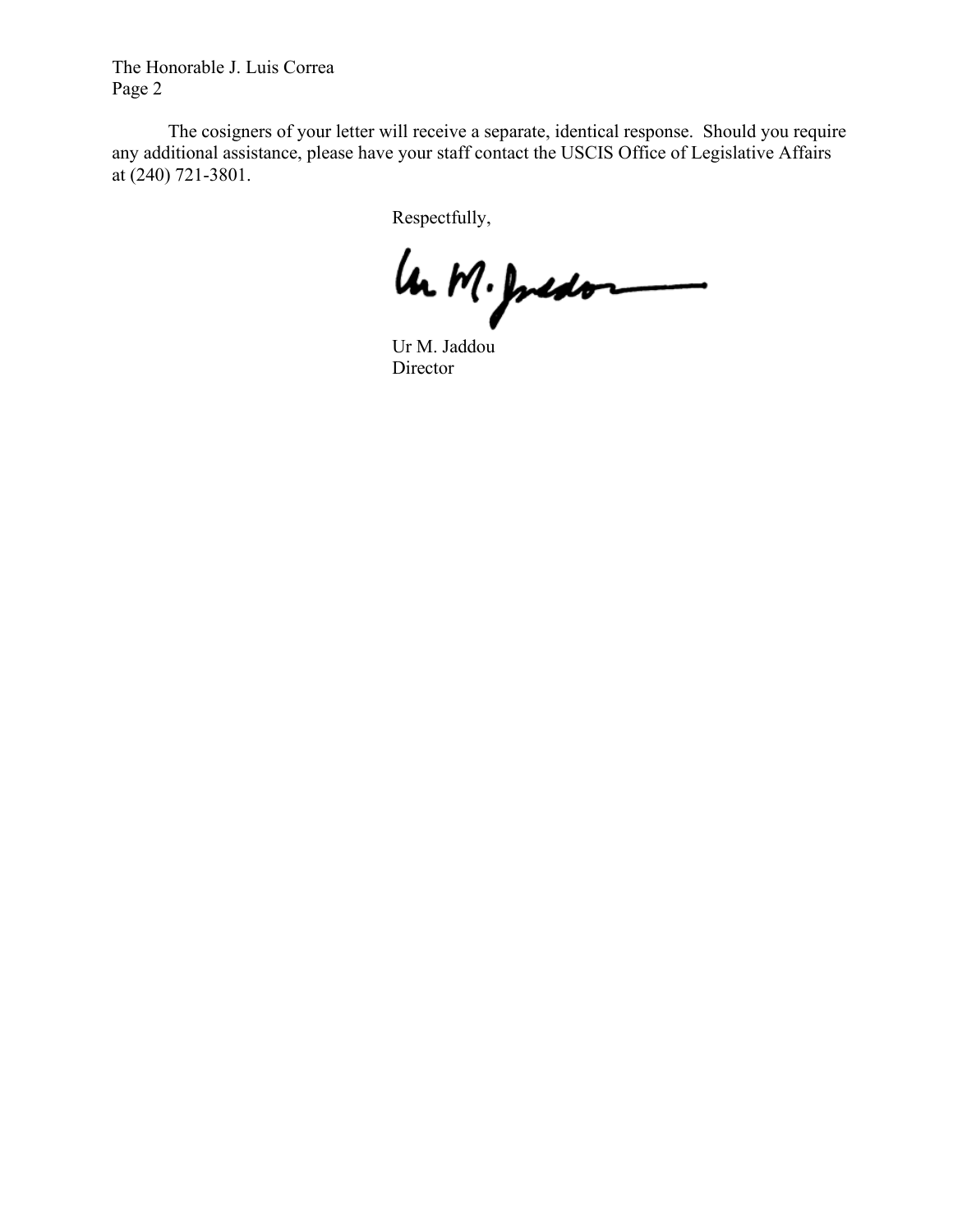The cosigners of your letter will receive a separate, identical response. Should you require any additional assistance, please have your staff contact the USCIS Office of Legislative Affairs at (240) 721-3801.

Respectfully,

Ur M. Jaddou
Director